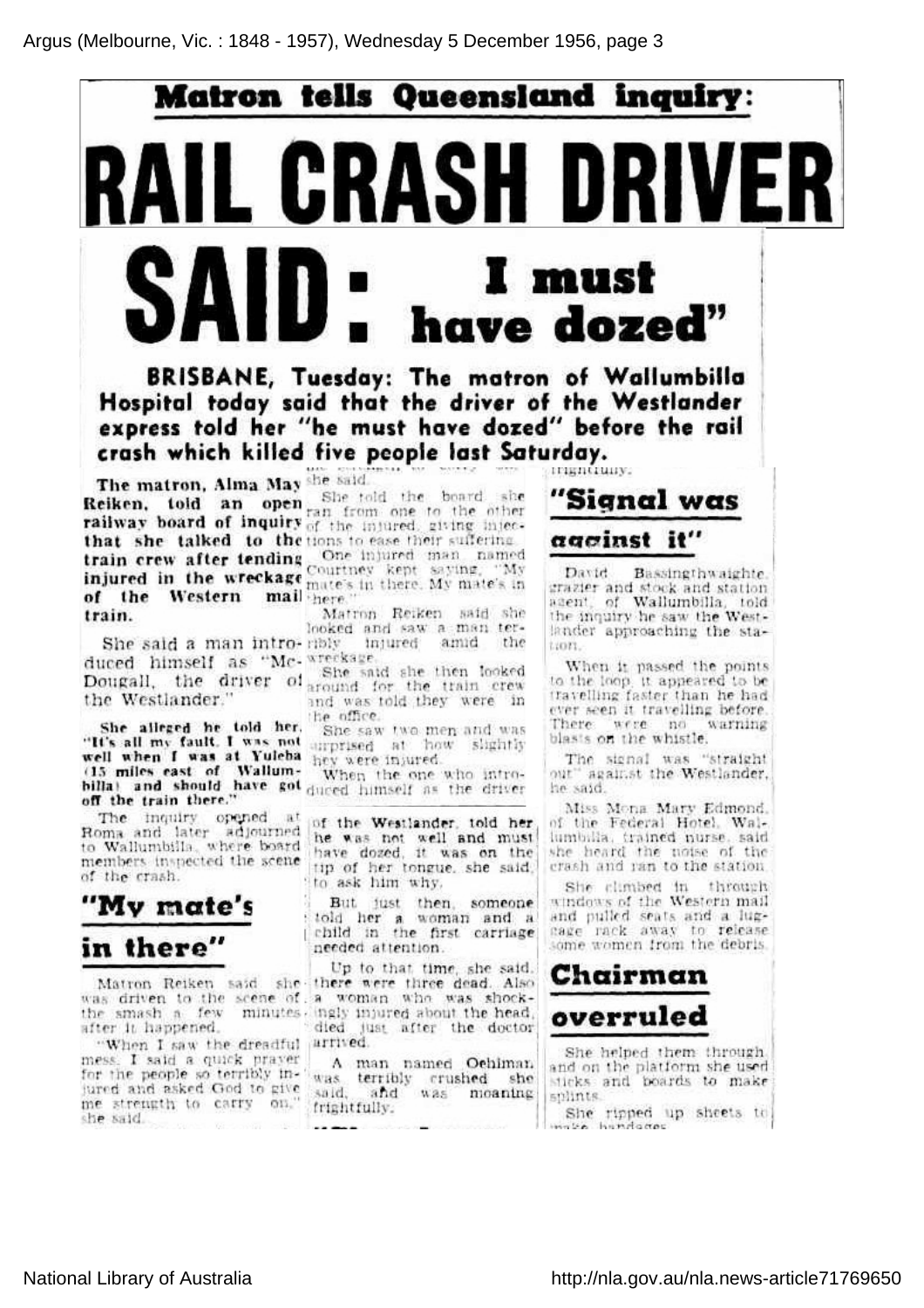# Matron tells Queensland inquiry:

# RAIL CRASH DRIVER SAID: "I must have dozed"

**BRISBANE, Tuesday: The matron of Wallumbilla Hospital today said that the driver of the Westlander express told her "he must have dozed" before the rail crash which killed five people last Saturday.**

**The matron, Alma May Reiken, told an open railway board of inquiry that she talked to the train crew after tending injured in the wreckage of the Western mail train.**

She said a man introduced himself as "McDougall, the driver of the Westlander."

**She alleged he told her, "It's all my fault. I was not well when I was at Yuleba (15 miles east of Wallumbilla) and should have got off the train there."**

The inquiry opened at Roma and later adjourned to Wallumbilla, where board members inspected the scene of the crash.

## "My mate's in there"

Matron Reiken said she was driven to the scene of the smash a few minutes after it happened.

"When I saw the dreadful mess, I said a quick prayer for the people so terribly injured and asked God to give me strength to carry on," she said.

She told the board she ran from one to the other of the injured, giving injections to ease their suffering.

One injured man named Courtney kept saying, "My mate's in there. My mate's in there."

Matron Reiken said she looked and saw a man terribly injured amid the wreckage.

She said she then looked around for the train crew and was told they were in the office.

She saw two men and was surprised at how slightly they were injured.

When the one who introduced himself as the driver of the Westlander, told her he was not well and must have dozed, it was on the tip of her tongue, she said, to ask him why.

But just then, someone told her a woman and a child in the first carriage needed attention.

Up to that time, she said, there were three dead. Also a woman who was shockingly injured about the head, died just after the doctor arrived.

A man named Oehlman was terribly crushed she said, and was moaning frightfully.

## "Signal was against it"

David Bassingthwaighte, grazier and stock and station agent, of Wallumbilla, told the inquiry he saw the Westlander approaching the station.

When it passed the points to the loop, it appeared to be travelling faster than he had ever seen it travelling before. There were no warning blasts on the whistle.

The signal was "straight out" against the Westlander, he said.

Miss Mona Mary Edmond, of the Federal Hotel, Wallumbilla, trained nurse, said she heard the noise of the crash and ran to the station.

She climbed in through windows of the Western mail and pulled seats and a luggage rack away to release some women from the debris.

## Chairman overruled

She helped them through, and on the platform she used sticks and boards to make splints.

She ripped up sheets to make bandages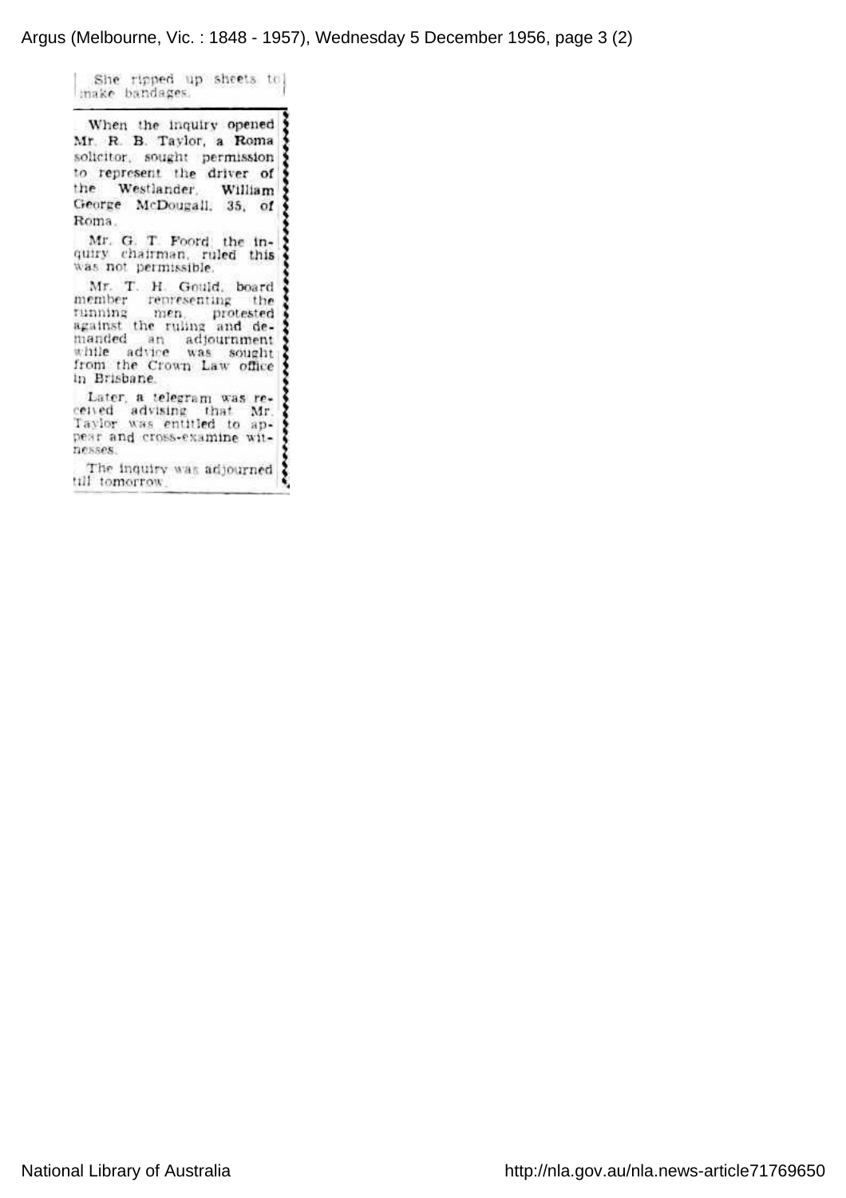She ripped up sheets to make bandages.

When the inquiry opened Mr. R. B. Taylor, a Roma solicitor, sought permission to represent the driver of the Westlander, William George McDougall, 35, of Roma.

Mr. G. T. Foord the inquiry chairman, ruled this was not permissible.

Mr. T. H. Gould, board member representing the running men, protested against the ruling and demanded an adjournment while advice was sought from the Crown Law office in Brisbane.

Later, a telegram was received advising that Mr. Taylor was entitled to appear and cross-examine witnesses.

The inquiry was adjourned till tomorrow.